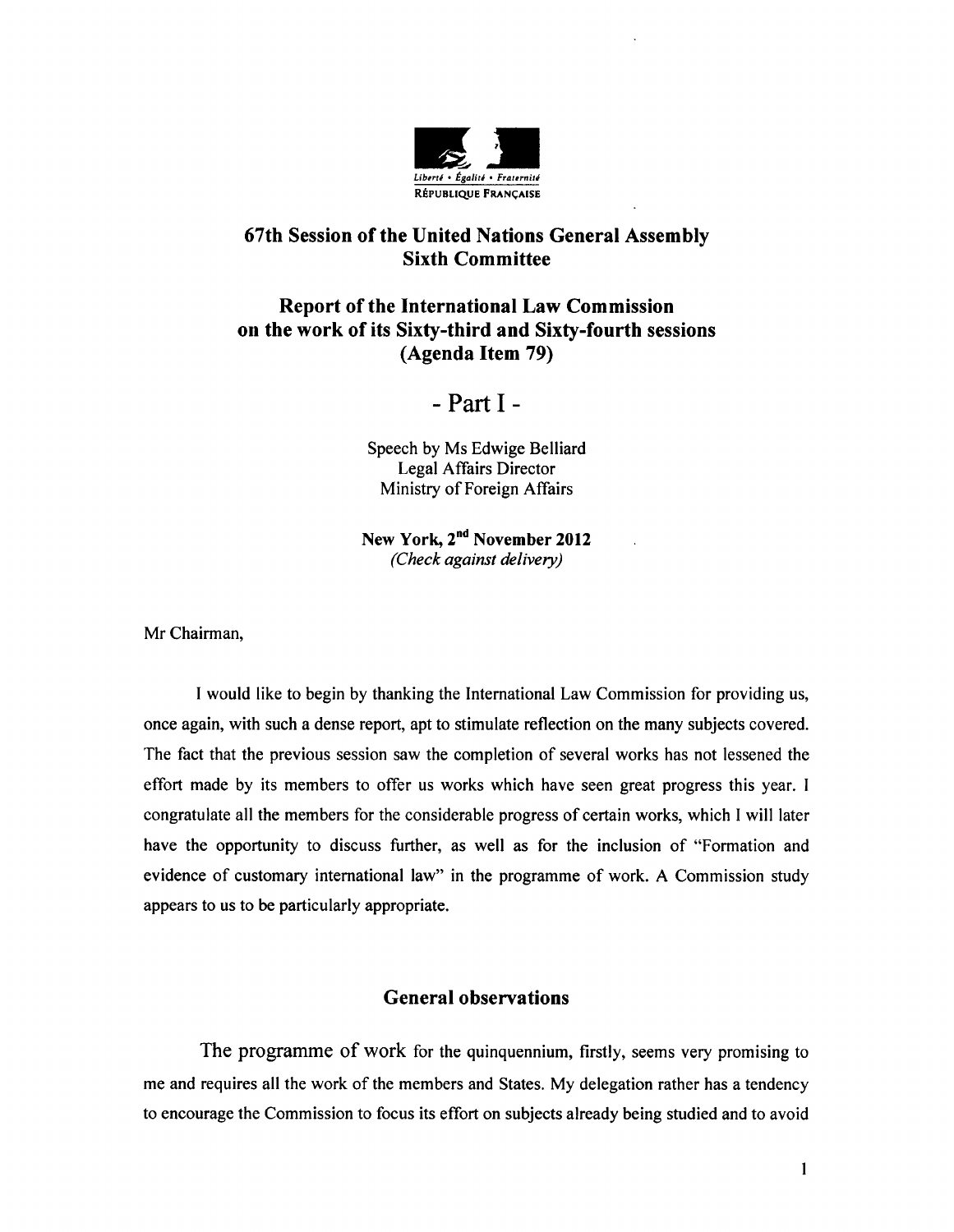Liberté • Égalité • Fraternité
RÉPUBLIQUE FRANÇAISE

# 67th Session of the United Nations General Assembly Sixth Committee

## Report of the International Law Commission on the work of its Sixty-third and Sixty-fourth sessions (Agenda Item 79)

## - Part I -

Speech by Ms Edwige Belliard
Legal Affairs Director
Ministry of Foreign Affairs

**New York, 2nd November 2012**
*(Check against delivery)*

Mr Chairman,

I would like to begin by thanking the International Law Commission for providing us, once again, with such a dense report, apt to stimulate reflection on the many subjects covered. The fact that the previous session saw the completion of several works has not lessened the effort made by its members to offer us works which have seen great progress this year. I congratulate all the members for the considerable progress of certain works, which I will later have the opportunity to discuss further, as well as for the inclusion of "Formation and evidence of customary international law" in the programme of work. A Commission study appears to us to be particularly appropriate.

## General observations

The programme of work for the quinquennium, firstly, seems very promising to me and requires all the work of the members and States. My delegation rather has a tendency to encourage the Commission to focus its effort on subjects already being studied and to avoid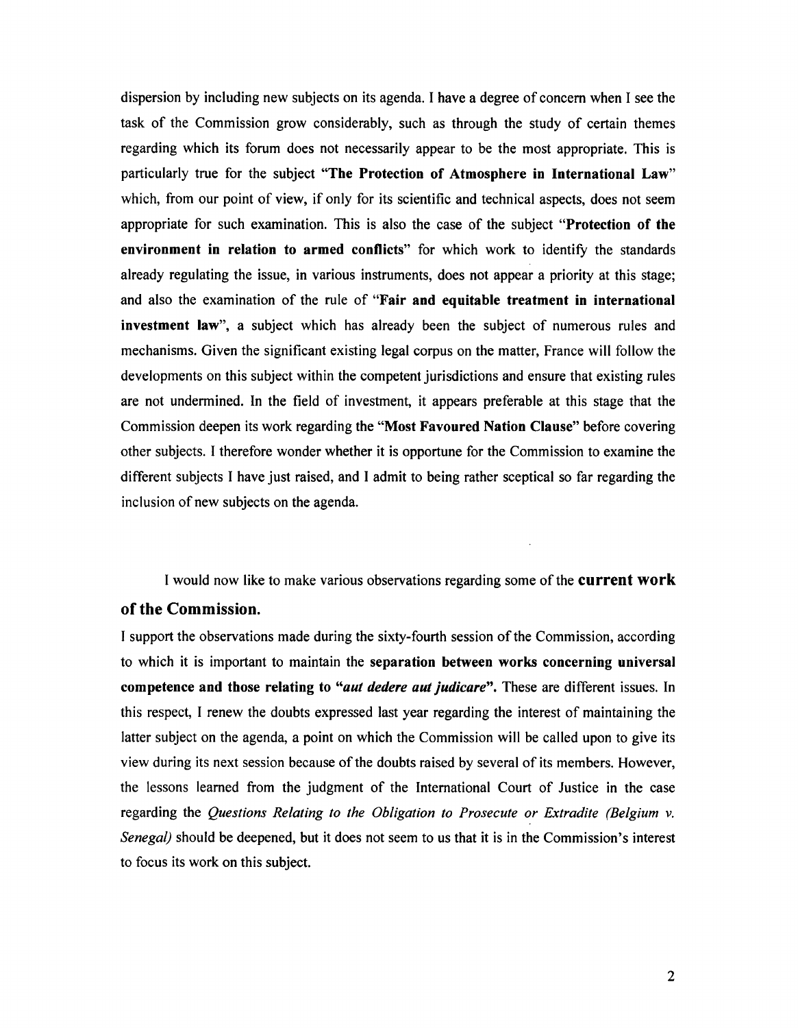dispersion by including new subjects on its agenda. I have a degree of concern when I see the task of the Commission grow considerably, such as through the study of certain themes regarding which its forum does not necessarily appear to be the most appropriate. This is particularly true for the subject "**The Protection of Atmosphere in International Law**" which, from our point of view, if only for its scientific and technical aspects, does not seem appropriate for such examination. This is also the case of the subject "**Protection of the environment in relation to armed conflicts**" for which work to identify the standards already regulating the issue, in various instruments, does not appear a priority at this stage; and also the examination of the rule of "**Fair and equitable treatment in international investment law**", a subject which has already been the subject of numerous rules and mechanisms. Given the significant existing legal corpus on the matter, France will follow the developments on this subject within the competent jurisdictions and ensure that existing rules are not undermined. In the field of investment, it appears preferable at this stage that the Commission deepen its work regarding the "**Most Favoured Nation Clause**" before covering other subjects. I therefore wonder whether it is opportune for the Commission to examine the different subjects I have just raised, and I admit to being rather sceptical so far regarding the inclusion of new subjects on the agenda.

I would now like to make various observations regarding some of the **current work of the Commission.**

I support the observations made during the sixty-fourth session of the Commission, according to which it is important to maintain the **separation between works concerning universal competence and those relating to "*aut dedere aut judicare*".** These are different issues. In this respect, I renew the doubts expressed last year regarding the interest of maintaining the latter subject on the agenda, a point on which the Commission will be called upon to give its view during its next session because of the doubts raised by several of its members. However, the lessons learned from the judgment of the International Court of Justice in the case regarding the *Questions Relating to the Obligation to Prosecute or Extradite (Belgium v. Senegal)* should be deepened, but it does not seem to us that it is in the Commission's interest to focus its work on this subject.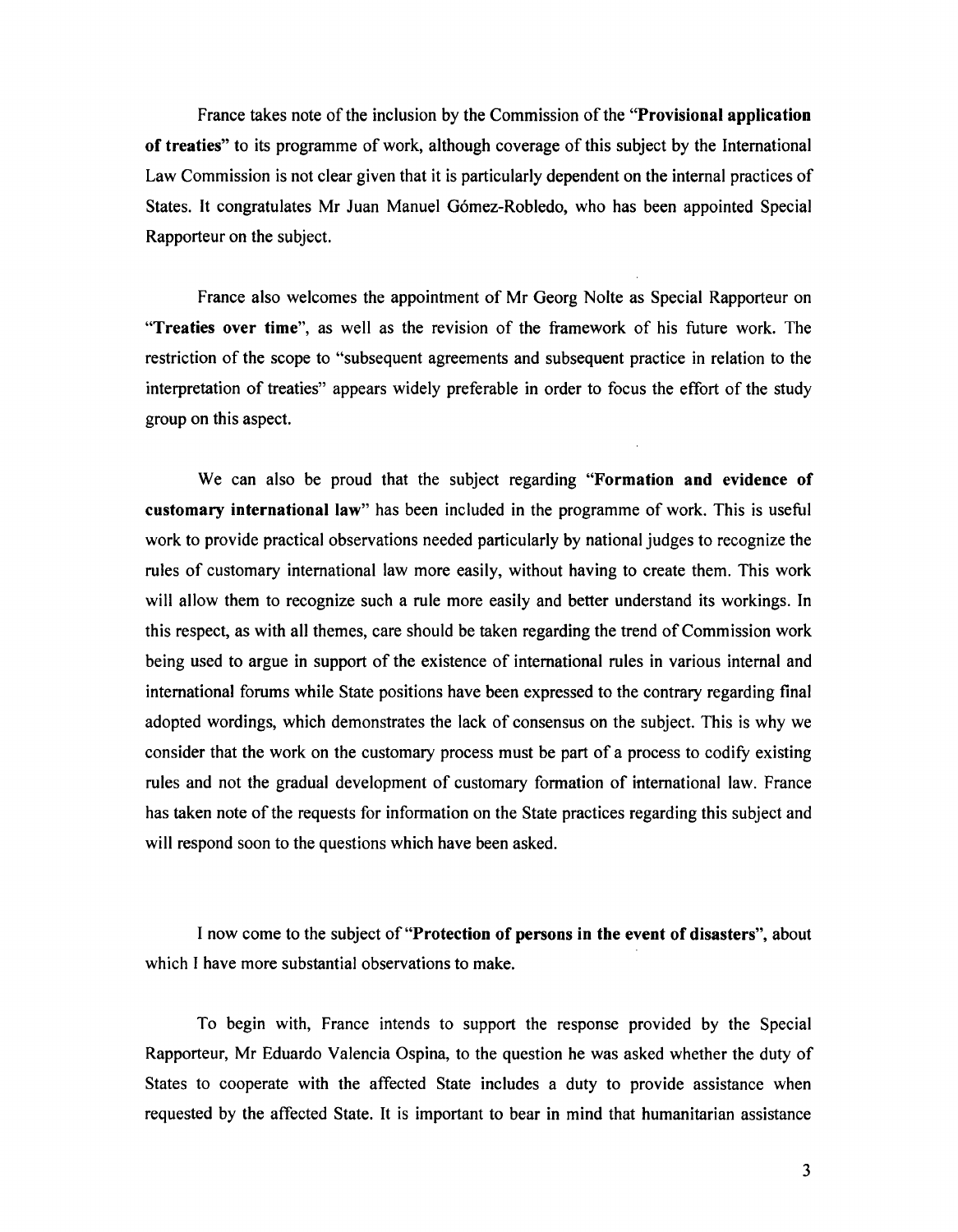France takes note of the inclusion by the Commission of the "**Provisional application of treaties**" to its programme of work, although coverage of this subject by the International Law Commission is not clear given that it is particularly dependent on the internal practices of States. It congratulates Mr Juan Manuel Gómez-Robledo, who has been appointed Special Rapporteur on the subject.

France also welcomes the appointment of Mr Georg Nolte as Special Rapporteur on "**Treaties over time**", as well as the revision of the framework of his future work. The restriction of the scope to "subsequent agreements and subsequent practice in relation to the interpretation of treaties" appears widely preferable in order to focus the effort of the study group on this aspect.

We can also be proud that the subject regarding "**Formation and evidence of customary international law**" has been included in the programme of work. This is useful work to provide practical observations needed particularly by national judges to recognize the rules of customary international law more easily, without having to create them. This work will allow them to recognize such a rule more easily and better understand its workings. In this respect, as with all themes, care should be taken regarding the trend of Commission work being used to argue in support of the existence of international rules in various internal and international forums while State positions have been expressed to the contrary regarding final adopted wordings, which demonstrates the lack of consensus on the subject. This is why we consider that the work on the customary process must be part of a process to codify existing rules and not the gradual development of customary formation of international law. France has taken note of the requests for information on the State practices regarding this subject and will respond soon to the questions which have been asked.

I now come to the subject of "**Protection of persons in the event of disasters**", about which I have more substantial observations to make.

To begin with, France intends to support the response provided by the Special Rapporteur, Mr Eduardo Valencia Ospina, to the question he was asked whether the duty of States to cooperate with the affected State includes a duty to provide assistance when requested by the affected State. It is important to bear in mind that humanitarian assistance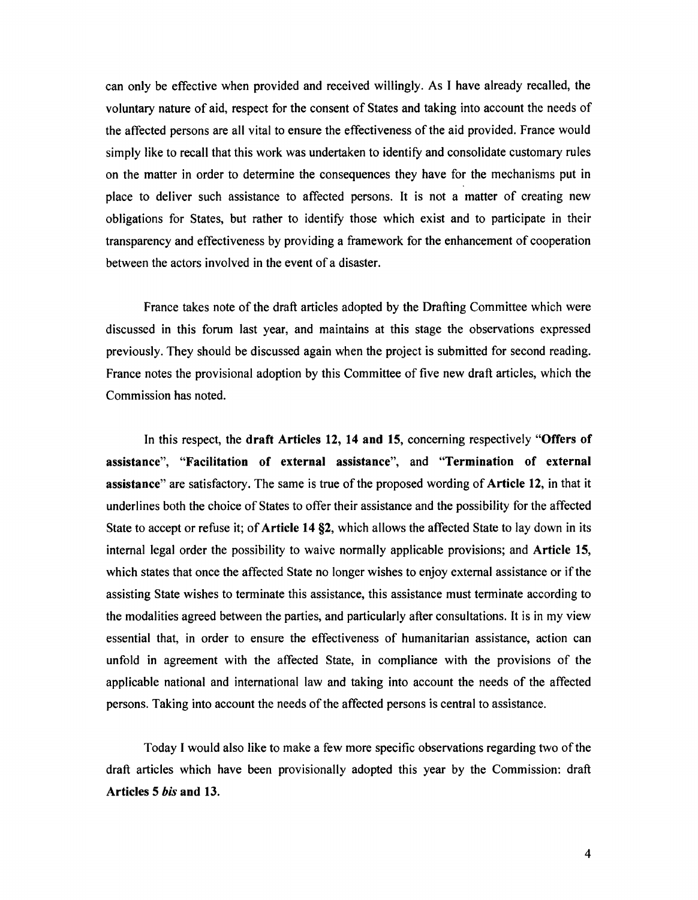can only be effective when provided and received willingly. As I have already recalled, the voluntary nature of aid, respect for the consent of States and taking into account the needs of the affected persons are all vital to ensure the effectiveness of the aid provided. France would simply like to recall that this work was undertaken to identify and consolidate customary rules on the matter in order to determine the consequences they have for the mechanisms put in place to deliver such assistance to affected persons. It is not a matter of creating new obligations for States, but rather to identify those which exist and to participate in their transparency and effectiveness by providing a framework for the enhancement of cooperation between the actors involved in the event of a disaster.

France takes note of the draft articles adopted by the Drafting Committee which were discussed in this forum last year, and maintains at this stage the observations expressed previously. They should be discussed again when the project is submitted for second reading. France notes the provisional adoption by this Committee of five new draft articles, which the Commission has noted.

In this respect, the **draft Articles 12, 14 and 15**, concerning respectively "**Offers of assistance**", "**Facilitation of external assistance**", and "**Termination of external assistance**" are satisfactory. The same is true of the proposed wording of **Article 12**, in that it underlines both the choice of States to offer their assistance and the possibility for the affected State to accept or refuse it; of **Article 14 §2**, which allows the affected State to lay down in its internal legal order the possibility to waive normally applicable provisions; and **Article 15**, which states that once the affected State no longer wishes to enjoy external assistance or if the assisting State wishes to terminate this assistance, this assistance must terminate according to the modalities agreed between the parties, and particularly after consultations. It is in my view essential that, in order to ensure the effectiveness of humanitarian assistance, action can unfold in agreement with the affected State, in compliance with the provisions of the applicable national and international law and taking into account the needs of the affected persons. Taking into account the needs of the affected persons is central to assistance.

Today I would also like to make a few more specific observations regarding two of the draft articles which have been provisionally adopted this year by the Commission: draft **Articles 5 *bis* and 13.**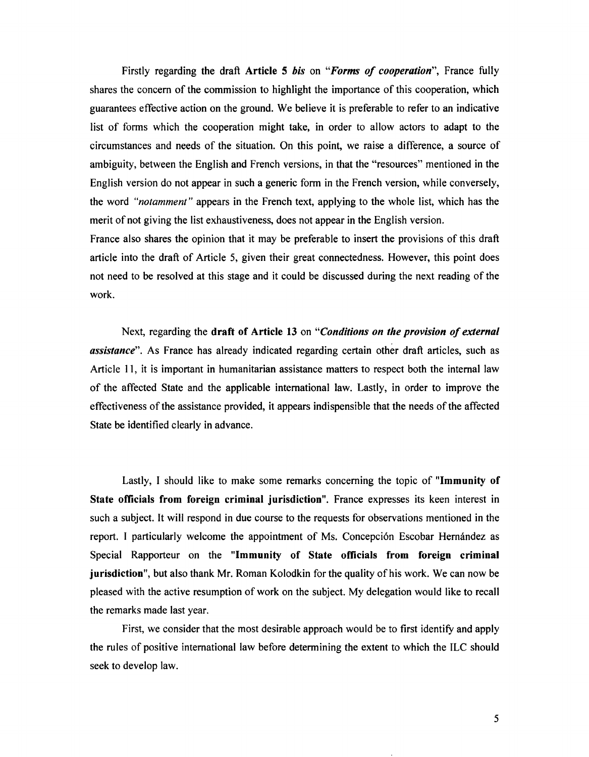Firstly regarding the draft **Article 5** ***bis*** on "***Forms of cooperation***", France fully shares the concern of the commission to highlight the importance of this cooperation, which guarantees effective action on the ground. We believe it is preferable to refer to an indicative list of forms which the cooperation might take, in order to allow actors to adapt to the circumstances and needs of the situation. On this point, we raise a difference, a source of ambiguity, between the English and French versions, in that the "resources" mentioned in the English version do not appear in such a generic form in the French version, while conversely, the word *"notamment"* appears in the French text, applying to the whole list, which has the merit of not giving the list exhaustiveness, does not appear in the English version.

France also shares the opinion that it may be preferable to insert the provisions of this draft article into the draft of Article 5, given their great connectedness. However, this point does not need to be resolved at this stage and it could be discussed during the next reading of the work.

Next, regarding the **draft of Article 13** on "***Conditions on the provision of external assistance***". As France has already indicated regarding certain other draft articles, such as Article 11, it is important in humanitarian assistance matters to respect both the internal law of the affected State and the applicable international law. Lastly, in order to improve the effectiveness of the assistance provided, it appears indispensible that the needs of the affected State be identified clearly in advance.

Lastly, I should like to make some remarks concerning the topic of "**Immunity of State officials from foreign criminal jurisdiction**". France expresses its keen interest in such a subject. It will respond in due course to the requests for observations mentioned in the report. I particularly welcome the appointment of Ms. Concepción Escobar Hernández as Special Rapporteur on the "**Immunity of State officials from foreign criminal jurisdiction**", but also thank Mr. Roman Kolodkin for the quality of his work. We can now be pleased with the active resumption of work on the subject. My delegation would like to recall the remarks made last year.

First, we consider that the most desirable approach would be to first identify and apply the rules of positive international law before determining the extent to which the ILC should seek to develop law.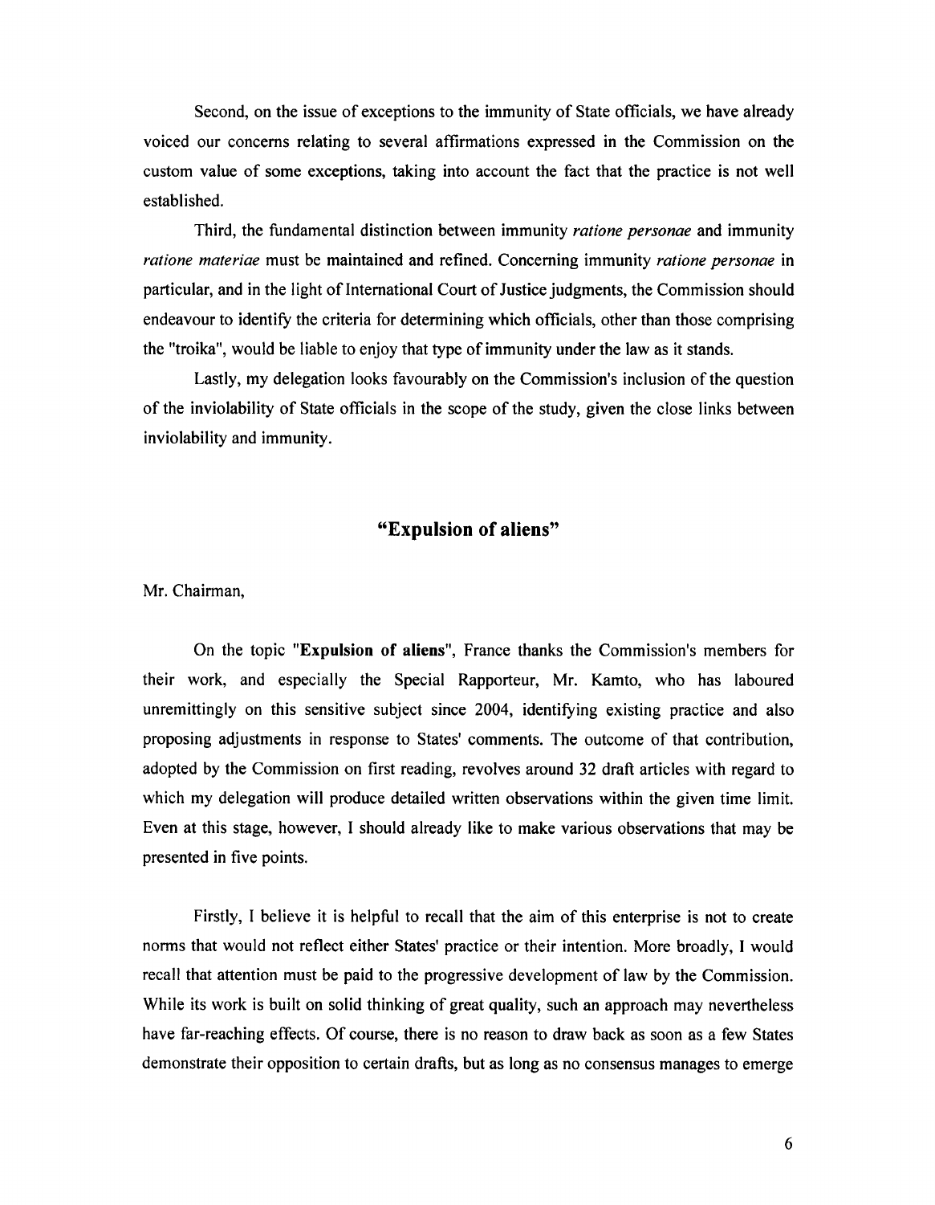Second, on the issue of exceptions to the immunity of State officials, we have already voiced our concerns relating to several affirmations expressed in the Commission on the custom value of some exceptions, taking into account the fact that the practice is not well established.

Third, the fundamental distinction between immunity *ratione personae* and immunity *ratione materiae* must be maintained and refined. Concerning immunity *ratione personae* in particular, and in the light of International Court of Justice judgments, the Commission should endeavour to identify the criteria for determining which officials, other than those comprising the "troika", would be liable to enjoy that type of immunity under the law as it stands.

Lastly, my delegation looks favourably on the Commission's inclusion of the question of the inviolability of State officials in the scope of the study, given the close links between inviolability and immunity.

## "Expulsion of aliens"

Mr. Chairman,

On the topic "**Expulsion of aliens**", France thanks the Commission's members for their work, and especially the Special Rapporteur, Mr. Kamto, who has laboured unremittingly on this sensitive subject since 2004, identifying existing practice and also proposing adjustments in response to States' comments. The outcome of that contribution, adopted by the Commission on first reading, revolves around 32 draft articles with regard to which my delegation will produce detailed written observations within the given time limit. Even at this stage, however, I should already like to make various observations that may be presented in five points.

Firstly, I believe it is helpful to recall that the aim of this enterprise is not to create norms that would not reflect either States' practice or their intention. More broadly, I would recall that attention must be paid to the progressive development of law by the Commission. While its work is built on solid thinking of great quality, such an approach may nevertheless have far-reaching effects. Of course, there is no reason to draw back as soon as a few States demonstrate their opposition to certain drafts, but as long as no consensus manages to emerge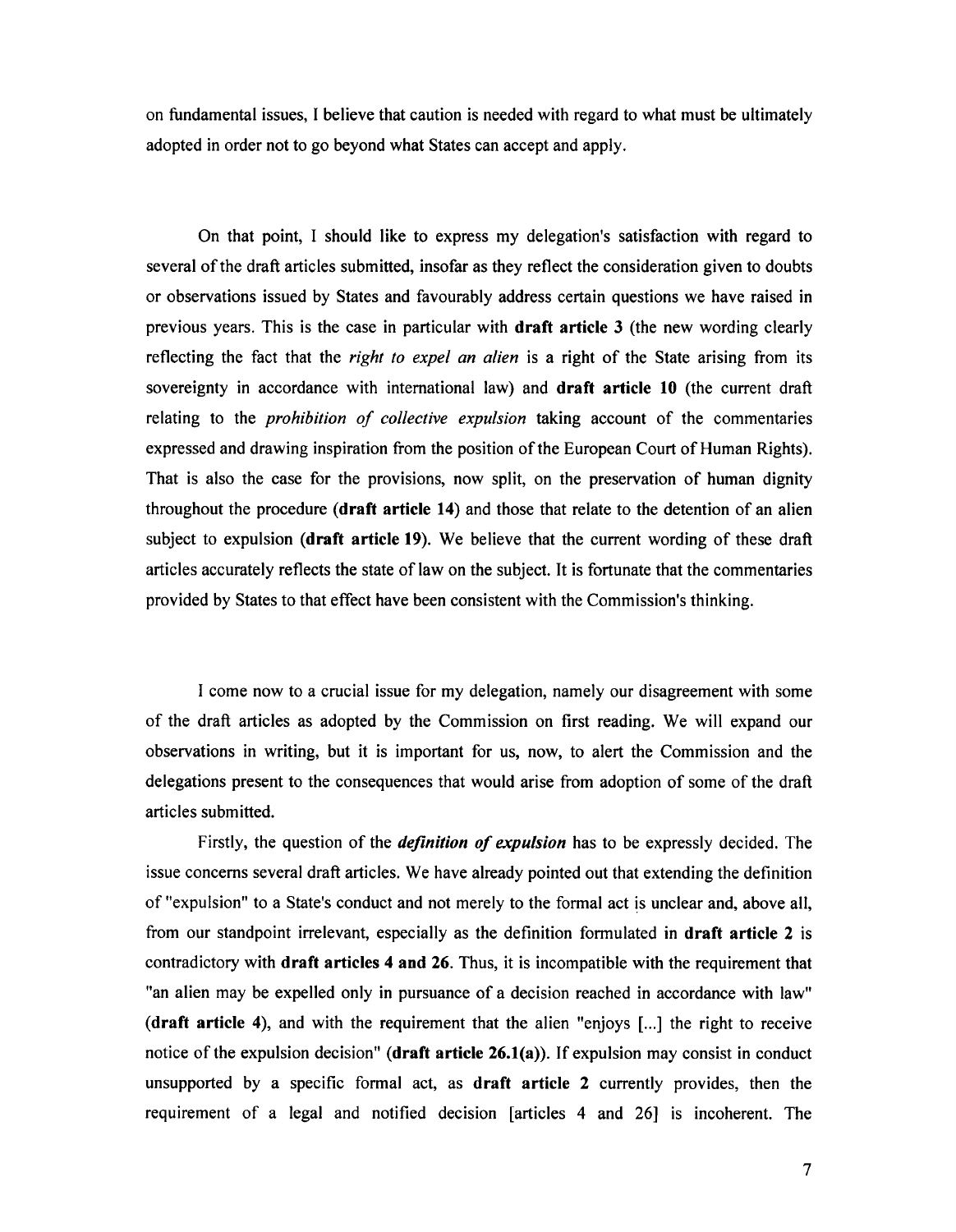on fundamental issues, I believe that caution is needed with regard to what must be ultimately adopted in order not to go beyond what States can accept and apply.

On that point, I should like to express my delegation's satisfaction with regard to several of the draft articles submitted, insofar as they reflect the consideration given to doubts or observations issued by States and favourably address certain questions we have raised in previous years. This is the case in particular with **draft article 3** (the new wording clearly reflecting the fact that the *right to expel an alien* is a right of the State arising from its sovereignty in accordance with international law) and **draft article 10** (the current draft relating to the *prohibition of collective expulsion* taking account of the commentaries expressed and drawing inspiration from the position of the European Court of Human Rights). That is also the case for the provisions, now split, on the preservation of human dignity throughout the procedure (**draft article 14**) and those that relate to the detention of an alien subject to expulsion (**draft article 19**). We believe that the current wording of these draft articles accurately reflects the state of law on the subject. It is fortunate that the commentaries provided by States to that effect have been consistent with the Commission's thinking.

I come now to a crucial issue for my delegation, namely our disagreement with some of the draft articles as adopted by the Commission on first reading. We will expand our observations in writing, but it is important for us, now, to alert the Commission and the delegations present to the consequences that would arise from adoption of some of the draft articles submitted.

Firstly, the question of the ***definition of expulsion*** has to be expressly decided. The issue concerns several draft articles. We have already pointed out that extending the definition of "expulsion" to a State's conduct and not merely to the formal act is unclear and, above all, from our standpoint irrelevant, especially as the definition formulated in **draft article 2** is contradictory with **draft articles 4 and 26**. Thus, it is incompatible with the requirement that "an alien may be expelled only in pursuance of a decision reached in accordance with law" (**draft article 4**), and with the requirement that the alien "enjoys [...] the right to receive notice of the expulsion decision" (**draft article 26.1(a)**). If expulsion may consist in conduct unsupported by a specific formal act, as **draft article 2** currently provides, then the requirement of a legal and notified decision [articles 4 and 26] is incoherent. The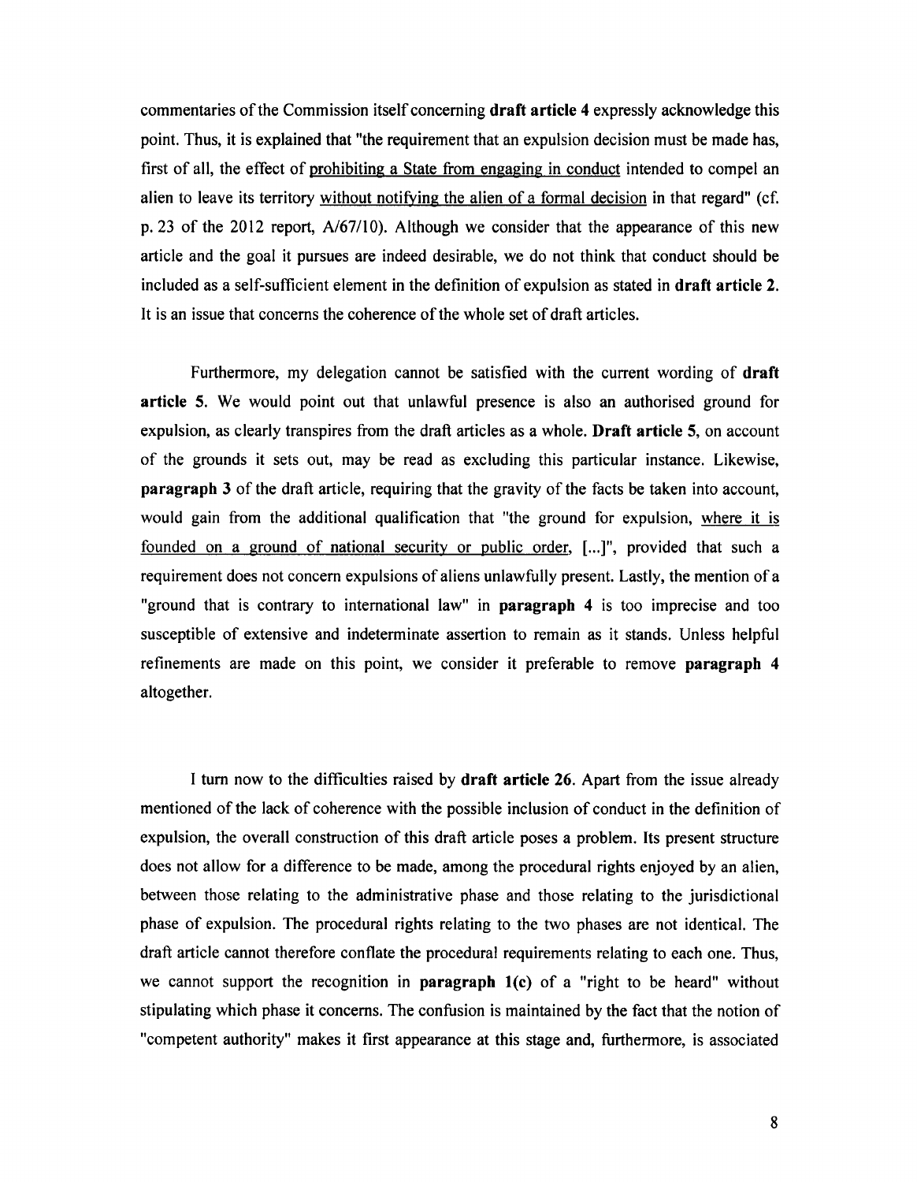commentaries of the Commission itself concerning **draft article 4** expressly acknowledge this point. Thus, it is explained that "the requirement that an expulsion decision must be made has, first of all, the effect of <u>prohibiting a State from engaging in conduct</u> intended to compel an alien to leave its territory <u>without notifying the alien of a formal decision</u> in that regard" (cf. p. 23 of the 2012 report, A/67/10). Although we consider that the appearance of this new article and the goal it pursues are indeed desirable, we do not think that conduct should be included as a self-sufficient element in the definition of expulsion as stated in **draft article 2**. It is an issue that concerns the coherence of the whole set of draft articles.

Furthermore, my delegation cannot be satisfied with the current wording of **draft article 5**. We would point out that unlawful presence is also an authorised ground for expulsion, as clearly transpires from the draft articles as a whole. **Draft article 5**, on account of the grounds it sets out, may be read as excluding this particular instance. Likewise, **paragraph 3** of the draft article, requiring that the gravity of the facts be taken into account, would gain from the additional qualification that "the ground for expulsion, <u>where it is founded on a ground of national security or public order,</u> [...]", provided that such a requirement does not concern expulsions of aliens unlawfully present. Lastly, the mention of a "ground that is contrary to international law" in **paragraph 4** is too imprecise and too susceptible of extensive and indeterminate assertion to remain as it stands. Unless helpful refinements are made on this point, we consider it preferable to remove **paragraph 4** altogether.

I turn now to the difficulties raised by **draft article 26**. Apart from the issue already mentioned of the lack of coherence with the possible inclusion of conduct in the definition of expulsion, the overall construction of this draft article poses a problem. Its present structure does not allow for a difference to be made, among the procedural rights enjoyed by an alien, between those relating to the administrative phase and those relating to the jurisdictional phase of expulsion. The procedural rights relating to the two phases are not identical. The draft article cannot therefore conflate the procedural requirements relating to each one. Thus, we cannot support the recognition in **paragraph 1(c)** of a "right to be heard" without stipulating which phase it concerns. The confusion is maintained by the fact that the notion of "competent authority" makes it first appearance at this stage and, furthermore, is associated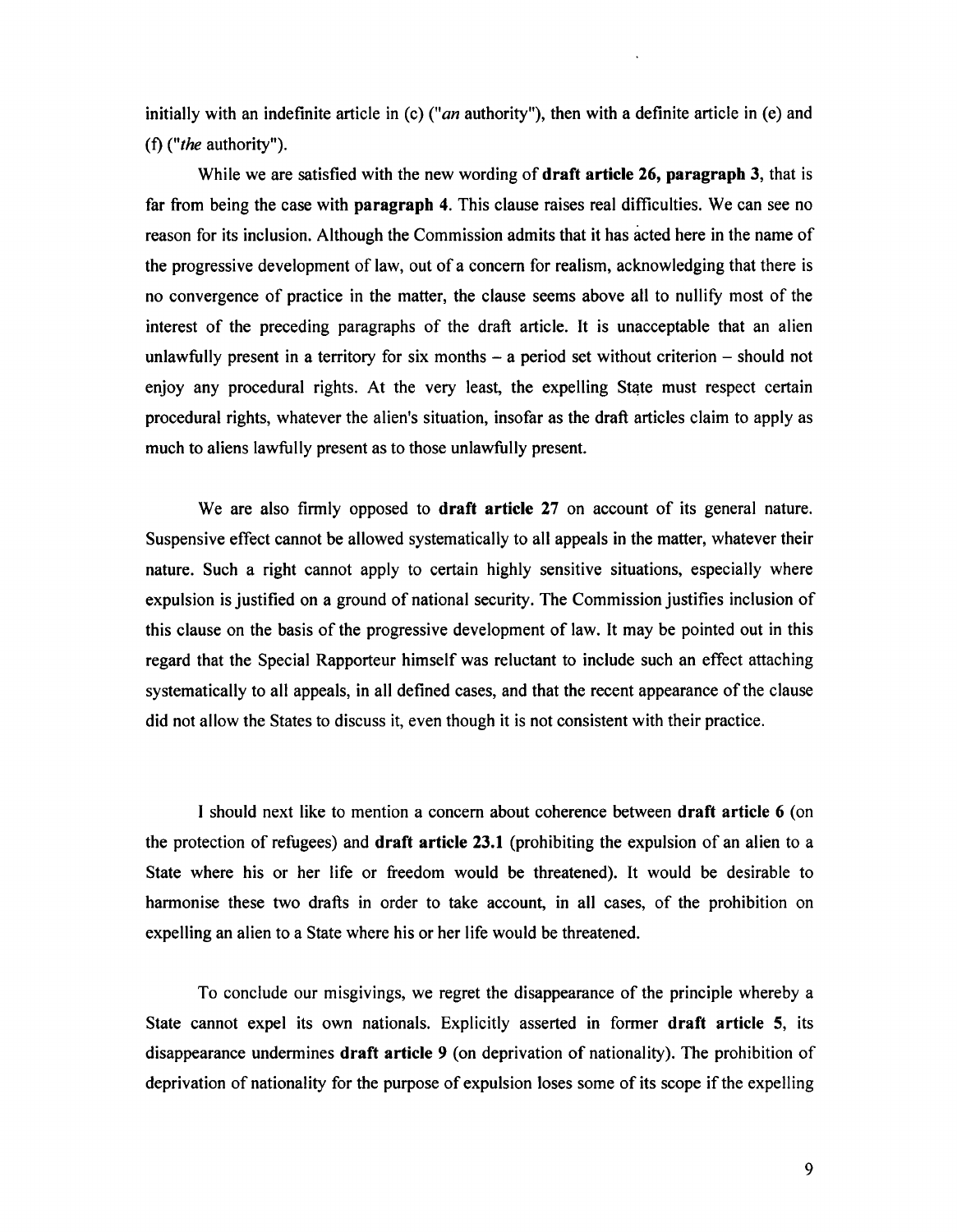initially with an indefinite article in (c) ("*an* authority"), then with a definite article in (e) and (f) ("*the* authority").

While we are satisfied with the new wording of **draft article 26, paragraph 3**, that is far from being the case with **paragraph 4**. This clause raises real difficulties. We can see no reason for its inclusion. Although the Commission admits that it has acted here in the name of the progressive development of law, out of a concern for realism, acknowledging that there is no convergence of practice in the matter, the clause seems above all to nullify most of the interest of the preceding paragraphs of the draft article. It is unacceptable that an alien unlawfully present in a territory for six months – a period set without criterion – should not enjoy any procedural rights. At the very least, the expelling State must respect certain procedural rights, whatever the alien's situation, insofar as the draft articles claim to apply as much to aliens lawfully present as to those unlawfully present.

We are also firmly opposed to **draft article 27** on account of its general nature. Suspensive effect cannot be allowed systematically to all appeals in the matter, whatever their nature. Such a right cannot apply to certain highly sensitive situations, especially where expulsion is justified on a ground of national security. The Commission justifies inclusion of this clause on the basis of the progressive development of law. It may be pointed out in this regard that the Special Rapporteur himself was reluctant to include such an effect attaching systematically to all appeals, in all defined cases, and that the recent appearance of the clause did not allow the States to discuss it, even though it is not consistent with their practice.

I should next like to mention a concern about coherence between **draft article 6** (on the protection of refugees) and **draft article 23.1** (prohibiting the expulsion of an alien to a State where his or her life or freedom would be threatened). It would be desirable to harmonise these two drafts in order to take account, in all cases, of the prohibition on expelling an alien to a State where his or her life would be threatened.

To conclude our misgivings, we regret the disappearance of the principle whereby a State cannot expel its own nationals. Explicitly asserted in former **draft article 5**, its disappearance undermines **draft article 9** (on deprivation of nationality). The prohibition of deprivation of nationality for the purpose of expulsion loses some of its scope if the expelling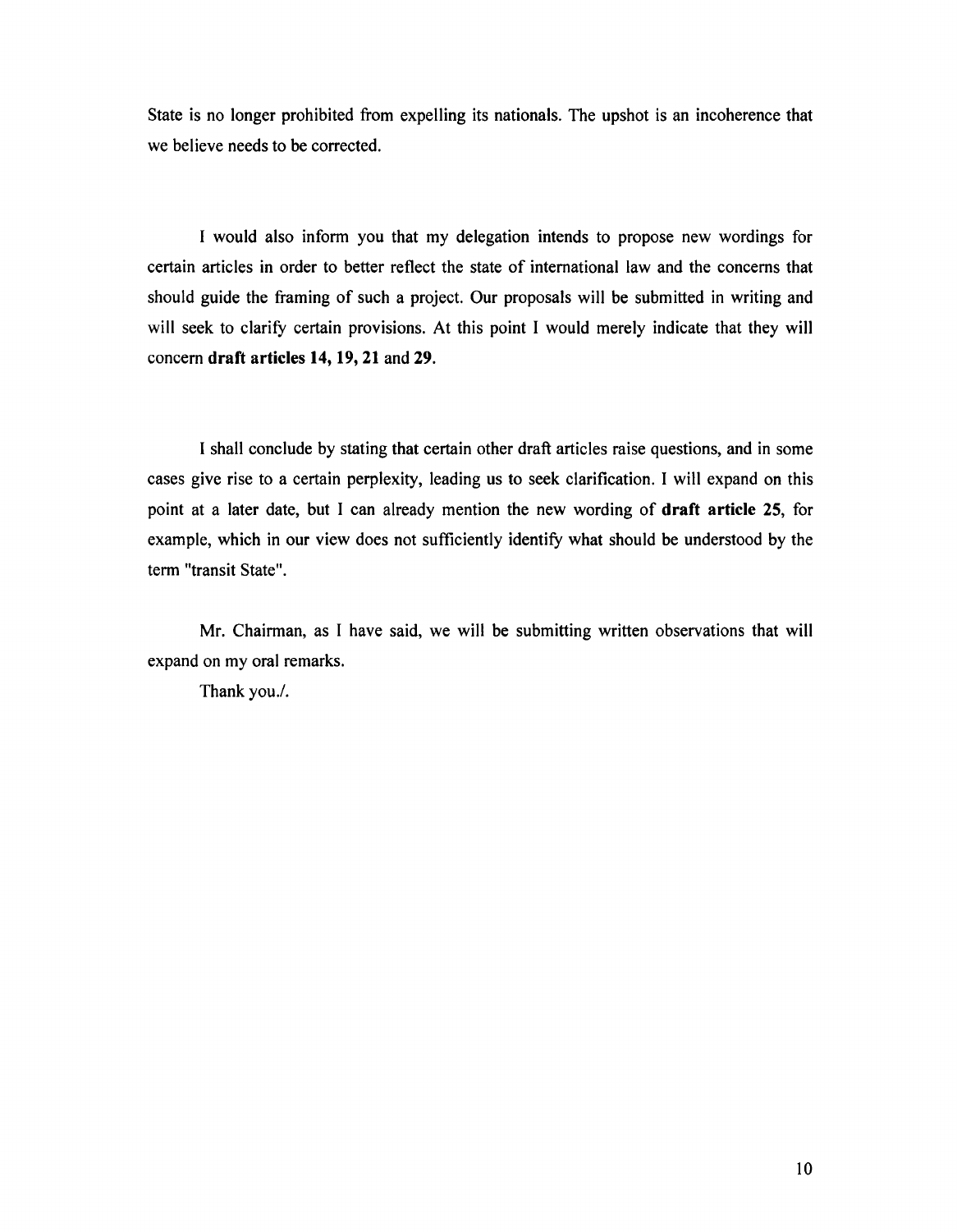State is no longer prohibited from expelling its nationals. The upshot is an incoherence that we believe needs to be corrected.

I would also inform you that my delegation intends to propose new wordings for certain articles in order to better reflect the state of international law and the concerns that should guide the framing of such a project. Our proposals will be submitted in writing and will seek to clarify certain provisions. At this point I would merely indicate that they will concern **draft articles 14, 19, 21** and **29**.

I shall conclude by stating that certain other draft articles raise questions, and in some cases give rise to a certain perplexity, leading us to seek clarification. I will expand on this point at a later date, but I can already mention the new wording of **draft article 25**, for example, which in our view does not sufficiently identify what should be understood by the term "transit State".

Mr. Chairman, as I have said, we will be submitting written observations that will expand on my oral remarks.

Thank you./.